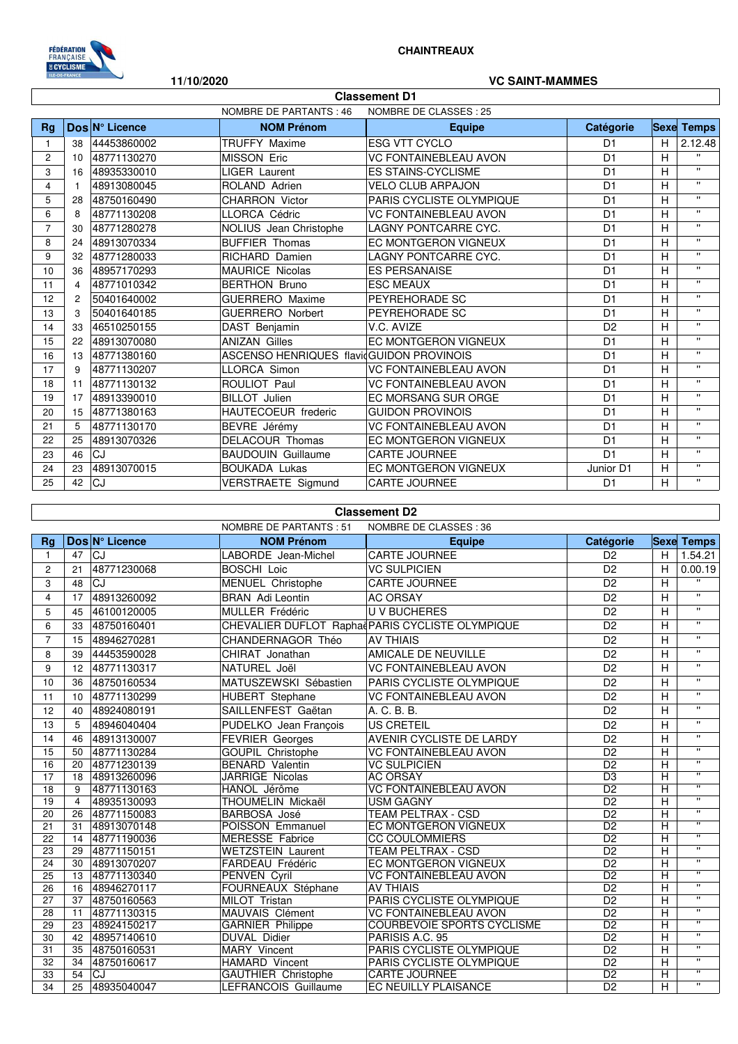**CHAINTREAUX**

**11/10/2020** **VC SAINT-MAMMES**

## Classement D1

NOMBRE DE PARTANTS : 46 NOMBRE DE CLASSES : 25

| Rg | Dos | N° Licence | NOM Prénom | Equipe | Catégorie | Sexe | Temps |
|---|---|---|---|---|---|---|---|
| 1 | 38 | 44453860002 | TRUFFY Maxime | ESG VTT CYCLO | D1 | H | 2.12.48 |
| 2 | 10 | 48771130270 | MISSON Eric | VC FONTAINEBLEAU AVON | D1 | H | " |
| 3 | 16 | 48935330010 | LIGER Laurent | ES STAINS-CYCLISME | D1 | H | " |
| 4 | 1 | 48913080045 | ROLAND Adrien | VELO CLUB ARPAJON | D1 | H | " |
| 5 | 28 | 48750160490 | CHARRON Victor | PARIS CYCLISTE OLYMPIQUE | D1 | H | " |
| 6 | 8 | 48771130208 | LLORCA Cédric | VC FONTAINEBLEAU AVON | D1 | H | " |
| 7 | 30 | 48771280278 | NOLIUS Jean Christophe | LAGNY PONTCARRE CYC. | D1 | H | " |
| 8 | 24 | 48913070334 | BUFFIER Thomas | EC MONTGERON VIGNEUX | D1 | H | " |
| 9 | 32 | 48771280033 | RICHARD Damien | LAGNY PONTCARRE CYC. | D1 | H | " |
| 10 | 36 | 48957170293 | MAURICE Nicolas | ES PERSANAISE | D1 | H | " |
| 11 | 4 | 48771010342 | BERTHON Bruno | ESC MEAUX | D1 | H | " |
| 12 | 2 | 50401640002 | GUERRERO Maxime | PEYREHORADE SC | D1 | H | " |
| 13 | 3 | 50401640185 | GUERRERO Norbert | PEYREHORADE SC | D1 | H | " |
| 14 | 33 | 46510250155 | DAST Benjamin | V.C. AVIZE | D2 | H | " |
| 15 | 22 | 48913070080 | ANIZAN Gilles | EC MONTGERON VIGNEUX | D1 | H | " |
| 16 | 13 | 48771380160 | ASCENSO HENRIQUES flavi | GUIDON PROVINOIS | D1 | H | " |
| 17 | 9 | 48771130207 | LLORCA Simon | VC FONTAINEBLEAU AVON | D1 | H | " |
| 18 | 11 | 48771130132 | ROULIOT Paul | VC FONTAINEBLEAU AVON | D1 | H | " |
| 19 | 17 | 48913390010 | BILLOT Julien | EC MORSANG SUR ORGE | D1 | H | " |
| 20 | 15 | 48771380163 | HAUTECOEUR frederic | GUIDON PROVINOIS | D1 | H | " |
| 21 | 5 | 48771130170 | BEVRE Jérémy | VC FONTAINEBLEAU AVON | D1 | H | " |
| 22 | 25 | 48913070326 | DELACOUR Thomas | EC MONTGERON VIGNEUX | D1 | H | " |
| 23 | 46 | CJ | BAUDOUIN Guillaume | CARTE JOURNEE | D1 | H | " |
| 24 | 23 | 48913070015 | BOUKADA Lukas | EC MONTGERON VIGNEUX | Junior D1 | H | " |
| 25 | 42 | CJ | VERSTRAETE Sigmund | CARTE JOURNEE | D1 | H | " |

## Classement D2

NOMBRE DE PARTANTS : 51 NOMBRE DE CLASSES : 36

| Rg | Dos | N° Licence | NOM Prénom | Equipe | Catégorie | Sexe | Temps |
|---|---|---|---|---|---|---|---|
| 1 | 47 | CJ | LABORDE Jean-Michel | CARTE JOURNEE | D2 | H | 1.54.21 |
| 2 | 21 | 48771230068 | BOSCHI Loic | VC SULPICIEN | D2 | H | 0.00.19 |
| 3 | 48 | CJ | MENUEL Christophe | CARTE JOURNEE | D2 | H | " |
| 4 | 17 | 48913260092 | BRAN Adi Leontin | AC ORSAY | D2 | H | " |
| 5 | 45 | 46100120005 | MULLER Frédéric | U V BUCHERES | D2 | H | " |
| 6 | 33 | 48750160401 | CHEVALIER DUFLOT Raphaë | PARIS CYCLISTE OLYMPIQUE | D2 | H | " |
| 7 | 15 | 48946270281 | CHANDERNAGOR Théo | AV THIAIS | D2 | H | " |
| 8 | 39 | 44453590028 | CHIRAT Jonathan | AMICALE DE NEUVILLE | D2 | H | " |
| 9 | 12 | 48771130317 | NATUREL Joël | VC FONTAINEBLEAU AVON | D2 | H | " |
| 10 | 36 | 48750160534 | MATUSZEWSKI Sébastien | PARIS CYCLISTE OLYMPIQUE | D2 | H | " |
| 11 | 10 | 48771130299 | HUBERT Stephane | VC FONTAINEBLEAU AVON | D2 | H | " |
| 12 | 40 | 48924080191 | SAILLENFEST Gaëtan | A. C. B. B. | D2 | H | " |
| 13 | 5 | 48946040404 | PUDELKO Jean François | US CRETEIL | D2 | H | " |
| 14 | 46 | 48913300007 | FEVRIER Georges | AVENIR CYCLISTE DE LARDY | D2 | H | " |
| 15 | 50 | 48771130284 | GOUPIL Christophe | VC FONTAINEBLEAU AVON | D2 | H | " |
| 16 | 20 | 48771230139 | BENARD Valentin | VC SULPICIEN | D2 | H | " |
| 17 | 18 | 48913260096 | JARRIGE Nicolas | AC ORSAY | D3 | H | " |
| 18 | 9 | 48771130163 | HANOL Jérôme | VC FONTAINEBLEAU AVON | D2 | H | " |
| 19 | 4 | 48935130093 | THOUMELIN Mickaël | USM GAGNY | D2 | H | " |
| 20 | 26 | 48771150083 | BARBOSA José | TEAM PELTRAX - CSD | D2 | H | " |
| 21 | 31 | 48913070148 | POISSON Emmanuel | EC MONTGERON VIGNEUX | D2 | H | " |
| 22 | 14 | 48771190036 | MERESSE Fabrice | CC COULOMMIERS | D2 | H | " |
| 23 | 29 | 48771150151 | WETZSTEIN Laurent | TEAM PELTRAX - CSD | D2 | H | " |
| 24 | 30 | 48913070207 | FARDEAU Frédéric | EC MONTGERON VIGNEUX | D2 | H | " |
| 25 | 13 | 48771130340 | PENVEN Cyril | VC FONTAINEBLEAU AVON | D2 | H | " |
| 26 | 16 | 48946270117 | FOURNEAUX Stéphane | AV THIAIS | D2 | H | " |
| 27 | 37 | 48750160563 | MILOT Tristan | PARIS CYCLISTE OLYMPIQUE | D2 | H | " |
| 28 | 11 | 48771130315 | MAUVAIS Clément | VC FONTAINEBLEAU AVON | D2 | H | " |
| 29 | 23 | 48924150217 | GARNIER Philippe | COURBEVOIE SPORTS CYCLISME | D2 | H | " |
| 30 | 42 | 48957140610 | DUVAL Didier | PARISIS A.C. 95 | D2 | H | " |
| 31 | 35 | 48750160531 | MARY Vincent | PARIS CYCLISTE OLYMPIQUE | D2 | H | " |
| 32 | 34 | 48750160617 | HAMARD Vincent | PARIS CYCLISTE OLYMPIQUE | D2 | H | " |
| 33 | 54 | CJ | GAUTHIER Christophe | CARTE JOURNEE | D2 | H | " |
| 34 | 25 | 48935040047 | LEFRANCOIS Guillaume | EC NEUILLY PLAISANCE | D2 | H | " |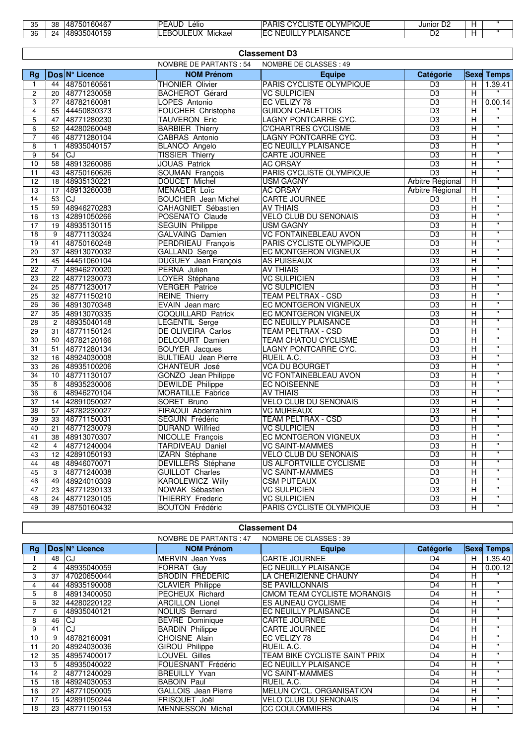| 35 | 38 | 48750160467 | PEAUD Lélio | PARIS CYCLISTE OLYMPIQUE | Junior D2 | H | " |
|---|---|---|---|---|---|---|---|
| 36 | 24 | 48935040159 | LEBOULEUX Mickael | EC NEUILLY PLAISANCE | D2 | H | " |

## Classement D3

NOMBRE DE PARTANTS : 54 NOMBRE DE CLASSES : 49

| Rg | Dos | N° Licence | NOM Prénom | Equipe | Catégorie | Sexe | Temps |
|---|---|---|---|---|---|---|---|
| 1 | 44 | 48750160561 | THONIER Olivier | PARIS CYCLISTE OLYMPIQUE | D3 | H | 1.39.41 |
| 2 | 20 | 48771230058 | BACHEROT Gérard | VC SULPICIEN | D3 | H | " |
| 3 | 27 | 48782160081 | LOPES Antonio | EC VELIZY 78 | D3 | H | 0.00.14 |
| 4 | 55 | 44450830373 | FOUCHER Christophe | GUIDON CHALETTOIS | D3 | H | " |
| 5 | 47 | 48771280230 | TAUVERON Eric | LAGNY PONTCARRE CYC. | D3 | H | " |
| 6 | 52 | 44280260048 | BARBIER Thierry | C'CHARTRES CYCLISME | D3 | H | " |
| 7 | 46 | 48771280104 | CABRAS Antonio | LAGNY PONTCARRE CYC. | D3 | H | " |
| 8 | 1 | 48935040157 | BLANCO Angelo | EC NEUILLY PLAISANCE | D3 | H | " |
| 9 | 54 | CJ | TISSIER Thierry | CARTE JOURNEE | D3 | H | " |
| 10 | 58 | 48913260086 | JOUAS Patrick | AC ORSAY | D3 | H | " |
| 11 | 43 | 48750160626 | SOUMAN François | PARIS CYCLISTE OLYMPIQUE | D3 | H | " |
| 12 | 18 | 48935130221 | DOUCET Michel | USM GAGNY | Arbitre Régional | H | " |
| 13 | 17 | 48913260038 | MENAGER Loïc | AC ORSAY | Arbitre Régional | H | " |
| 14 | 53 | CJ | BOUCHER Jean Michel | CARTE JOURNEE | D3 | H | " |
| 15 | 59 | 48946270283 | CAHAGNIET Sébastien | AV THIAIS | D3 | H | " |
| 16 | 13 | 42891050266 | POSENATO Claude | VELO CLUB DU SENONAIS | D3 | H | " |
| 17 | 19 | 48935130115 | SEGUIN Philippe | USM GAGNY | D3 | H | " |
| 18 | 9 | 48771130324 | GALVAING Damien | VC FONTAINEBLEAU AVON | D3 | H | " |
| 19 | 41 | 48750160248 | PERDRIEAU François | PARIS CYCLISTE OLYMPIQUE | D3 | H | " |
| 20 | 37 | 48913070032 | GALLAND Serge | EC MONTGERON VIGNEUX | D3 | H | " |
| 21 | 45 | 44451060104 | DUGUEY Jean François | AS PUISEAUX | D3 | H | " |
| 22 | 7 | 48946270020 | PERNA Julien | AV THIAIS | D3 | H | " |
| 23 | 22 | 48771230073 | LOYER Stéphane | VC SULPICIEN | D3 | H | " |
| 24 | 25 | 48771230017 | VERGER Patrice | VC SULPICIEN | D3 | H | " |
| 25 | 32 | 48771150210 | REINE Thierry | TEAM PELTRAX - CSD | D3 | H | " |
| 26 | 36 | 48913070348 | EVAIN Jean marc | EC MONTGERON VIGNEUX | D3 | H | " |
| 27 | 35 | 48913070335 | COQUILLARD Patrick | EC MONTGERON VIGNEUX | D3 | H | " |
| 28 | 2 | 48935040148 | LEGENTIL Serge | EC NEUILLY PLAISANCE | D3 | H | " |
| 29 | 31 | 48771150124 | DE OLIVEIRA Carlos | TEAM PELTRAX - CSD | D3 | H | " |
| 30 | 50 | 48782120166 | DELCOURT Damien | TEAM CHATOU CYCLISME | D3 | H | " |
| 31 | 51 | 48771280134 | BOUYER Jacques | LAGNY PONTCARRE CYC. | D3 | H | " |
| 32 | 16 | 48924030008 | BULTIEAU Jean Pierre | RUEIL A.C. | D3 | H | " |
| 33 | 26 | 48935100206 | CHANTEUR José | VCA DU BOURGET | D3 | H | " |
| 34 | 10 | 48771130107 | GONZO Jean Philippe | VC FONTAINEBLEAU AVON | D3 | H | " |
| 35 | 8 | 48935230006 | DEWILDE Philippe | EC NOISEENNE | D3 | H | " |
| 36 | 6 | 48946270104 | MORATILLE Fabrice | AV THIAIS | D3 | H | " |
| 37 | 14 | 42891050027 | SORET Bruno | VELO CLUB DU SENONAIS | D3 | H | " |
| 38 | 57 | 48782230027 | FIRAOUI Abderrahim | VC MUREAUX | D3 | H | " |
| 39 | 33 | 48771150031 | SEGUIN Frédéric | TEAM PELTRAX - CSD | D3 | H | " |
| 40 | 21 | 48771230079 | DURAND Wilfried | VC SULPICIEN | D3 | H | " |
| 41 | 38 | 48913070307 | NICOLLE François | EC MONTGERON VIGNEUX | D3 | H | " |
| 42 | 4 | 48771240004 | TARDIVEAU Daniel | VC SAINT-MAMMES | D3 | H | " |
| 43 | 12 | 42891050193 | IZARN Stéphane | VELO CLUB DU SENONAIS | D3 | H | " |
| 44 | 48 | 48946070071 | DEVILLERS Stéphane | US ALFORTVILLE CYCLISME | D3 | H | " |
| 45 | 3 | 48771240038 | GUILLOT Charles | VC SAINT-MAMMES | D3 | H | " |
| 46 | 49 | 48924010309 | KAROLEWICZ Willy | CSM PUTEAUX | D3 | H | " |
| 47 | 23 | 48771230133 | NOWAK Sébastien | VC SULPICIEN | D3 | H | " |
| 48 | 24 | 48771230105 | THIERRY Frederic | VC SULPICIEN | D3 | H | " |
| 49 | 39 | 48750160432 | BOUTON Frédéric | PARIS CYCLISTE OLYMPIQUE | D3 | H | " |

## Classement D4

NOMBRE DE PARTANTS : 47 NOMBRE DE CLASSES : 39

| Rg | Dos | N° Licence | NOM Prénom | Equipe | Catégorie | Sexe | Temps |
|---|---|---|---|---|---|---|---|
| 1 | 48 | CJ | MERVIN Jean Yves | CARTE JOURNEE | D4 | H | 1.35.40 |
| 2 | 4 | 48935040059 | FORRAT Guy | EC NEUILLY PLAISANCE | D4 | H | 0.00.12 |
| 3 | 37 | 47020650044 | BRODIN FRÉDERIC | LA CHERIZIENNE CHAUNY | D4 | H | " |
| 4 | 44 | 48935190008 | CLAVIER Philippe | SE PAVILLONNAIS | D4 | H | " |
| 5 | 8 | 48913400050 | PECHEUX Richard | CMOM TEAM CYCLISTE MORANGIS | D4 | H | " |
| 6 | 32 | 44280220122 | ARCILLON Lionel | ES AUNEAU CYCLISME | D4 | H | " |
| 7 | 6 | 48935040121 | NOLIUS Bernard | EC NEUILLY PLAISANCE | D4 | H | " |
| 8 | 46 | CJ | BEVRE Dominique | CARTE JOURNEE | D4 | H | " |
| 9 | 41 | CJ | BARDIN Philippe | CARTE JOURNEE | D4 | H | " |
| 10 | 9 | 48782160091 | CHOISNE Alain | EC VELIZY 78 | D4 | H | " |
| 11 | 20 | 48924030036 | GIROU Philippe | RUEIL A.C. | D4 | H | " |
| 12 | 35 | 48957400017 | LOUVEL Gilles | TEAM BIKE CYCLISTE SAINT PRIX | D4 | H | " |
| 13 | 5 | 48935040022 | FOUESNANT Frédéric | EC NEUILLY PLAISANCE | D4 | H | " |
| 14 | 2 | 48771240029 | BREUILLY Yvan | VC SAINT-MAMMES | D4 | H | " |
| 15 | 18 | 48924030053 | BABOIN Paul | RUEIL A.C. | D4 | H | " |
| 16 | 27 | 48771050005 | GALLOIS Jean Pierre | MELUN CYCL. ORGANISATION | D4 | H | " |
| 17 | 15 | 42891050244 | FRISQUET Joël | VELO CLUB DU SENONAIS | D4 | H | " |
| 18 | 23 | 48771190153 | MENNESSON Michel | CC COULOMMIERS | D4 | H | " |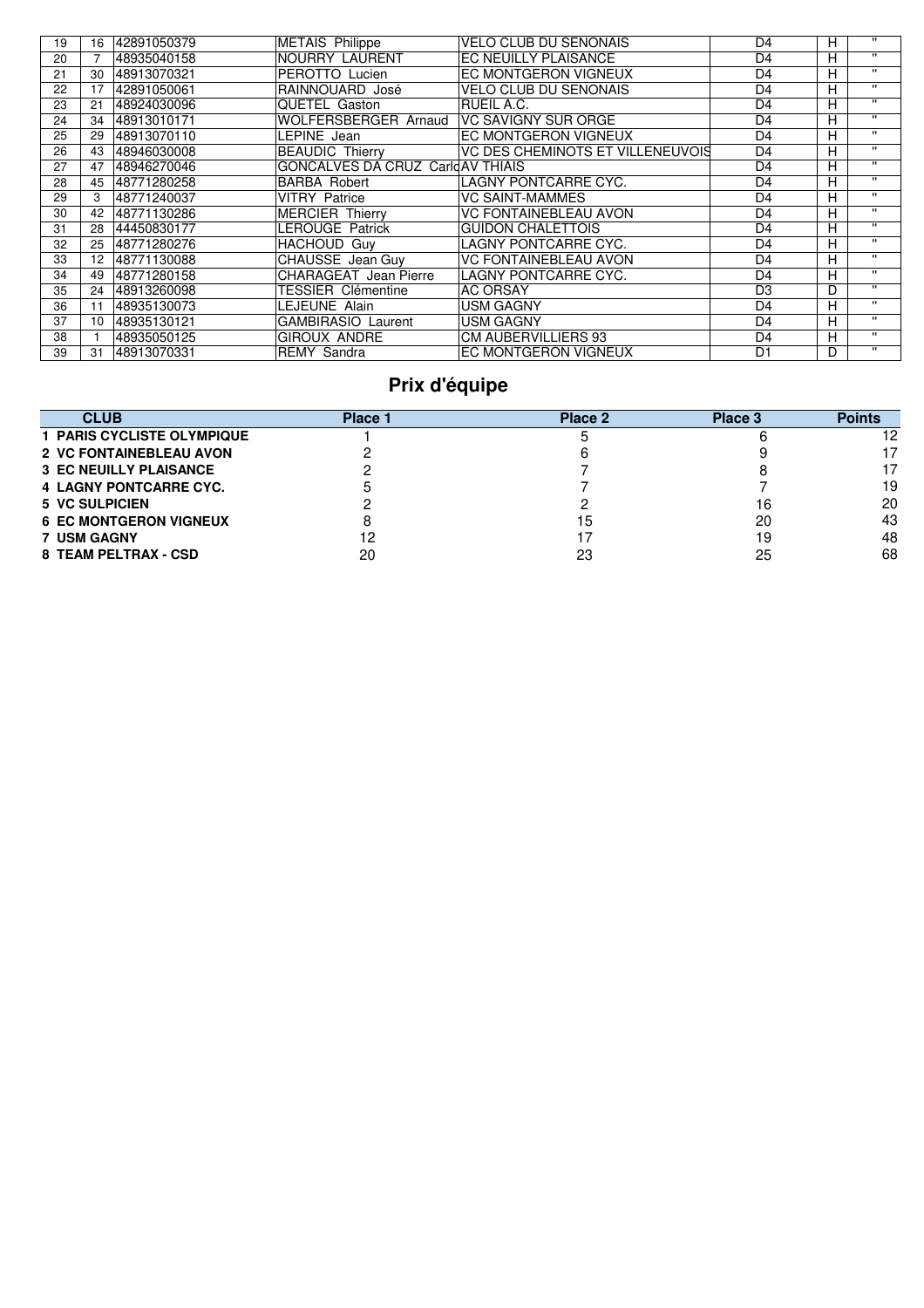| | | | | | | | |
|---|---|---|---|---|---|---|---|
| 19 | 16 | 42891050379 | METAIS Philippe | VELO CLUB DU SENONAIS | D4 | H | " |
| 20 | 7 | 48935040158 | NOURRY LAURENT | EC NEUILLY PLAISANCE | D4 | H | " |
| 21 | 30 | 48913070321 | PEROTTO Lucien | EC MONTGERON VIGNEUX | D4 | H | " |
| 22 | 17 | 42891050061 | RAINNOUARD José | VELO CLUB DU SENONAIS | D4 | H | " |
| 23 | 21 | 48924030096 | QUETEL Gaston | RUEIL A.C. | D4 | H | " |
| 24 | 34 | 48913010171 | WOLFERSBERGER Arnaud | VC SAVIGNY SUR ORGE | D4 | H | " |
| 25 | 29 | 48913070110 | LEPINE Jean | EC MONTGERON VIGNEUX | D4 | H | " |
| 26 | 43 | 48946030008 | BEAUDIC Thierry | VC DES CHEMINOTS ET VILLENEUVOIS | D4 | H | " |
| 27 | 47 | 48946270046 | GONCALVES DA CRUZ Carlo | AV THIAIS | D4 | H | " |
| 28 | 45 | 48771280258 | BARBA Robert | LAGNY PONTCARRE CYC. | D4 | H | " |
| 29 | 3 | 48771240037 | VITRY Patrice | VC SAINT-MAMMES | D4 | H | " |
| 30 | 42 | 48771130286 | MERCIER Thierry | VC FONTAINEBLEAU AVON | D4 | H | " |
| 31 | 28 | 44450830177 | LEROUGE Patrick | GUIDON CHALETTOIS | D4 | H | " |
| 32 | 25 | 48771280276 | HACHOUD Guy | LAGNY PONTCARRE CYC. | D4 | H | " |
| 33 | 12 | 48771130088 | CHAUSSE Jean Guy | VC FONTAINEBLEAU AVON | D4 | H | " |
| 34 | 49 | 48771280158 | CHARAGEAT Jean Pierre | LAGNY PONTCARRE CYC. | D4 | H | " |
| 35 | 24 | 48913260098 | TESSIER Clémentine | AC ORSAY | D3 | D | " |
| 36 | 11 | 48935130073 | LEJEUNE Alain | USM GAGNY | D4 | H | " |
| 37 | 10 | 48935130121 | GAMBIRASIO Laurent | USM GAGNY | D4 | H | " |
| 38 | 1 | 48935050125 | GIROUX ANDRE | CM AUBERVILLIERS 93 | D4 | H | " |
| 39 | 31 | 48913070331 | REMY Sandra | EC MONTGERON VIGNEUX | D1 | D | " |

## Prix d'équipe

| CLUB | Place 1 | Place 2 | Place 3 | Points |
|---|---|---|---|---|
| **1 PARIS CYCLISTE OLYMPIQUE** | 1 | 5 | 6 | 12 |
| **2 VC FONTAINEBLEAU AVON** | 2 | 6 | 9 | 17 |
| **3 EC NEUILLY PLAISANCE** | 2 | 7 | 8 | 17 |
| **4 LAGNY PONTCARRE CYC.** | 5 | 7 | 7 | 19 |
| **5 VC SULPICIEN** | 2 | 2 | 16 | 20 |
| **6 EC MONTGERON VIGNEUX** | 8 | 15 | 20 | 43 |
| **7 USM GAGNY** | 12 | 17 | 19 | 48 |
| **8 TEAM PELTRAX - CSD** | 20 | 23 | 25 | 68 |